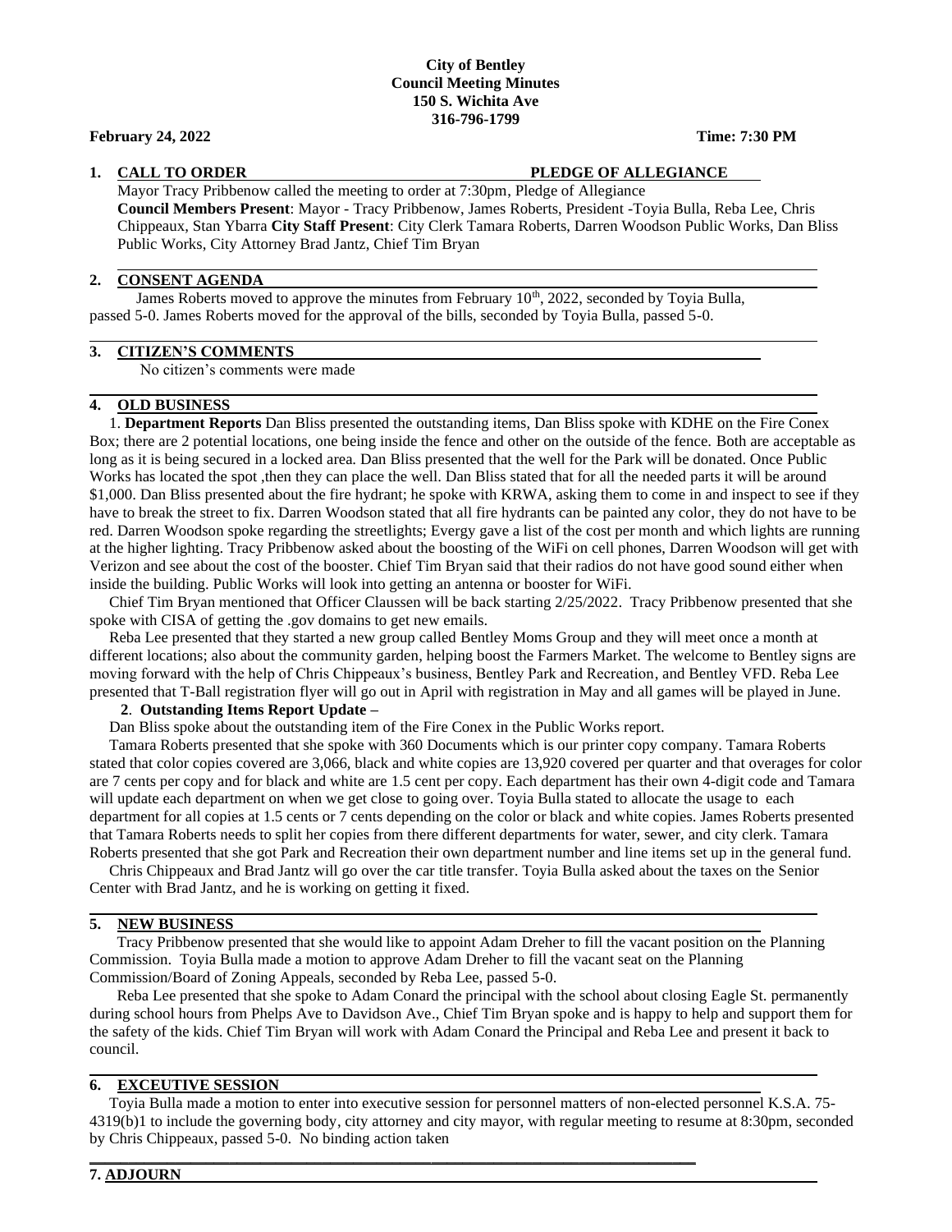**City of Bentley**
**Council Meeting Minutes**
**150 S. Wichita Ave**
**316-796-1799**

**February 24, 2022** **Time: 7:30 PM**

## 1. CALL TO ORDER PLEDGE OF ALLEGIANCE

Mayor Tracy Pribbenow called the meeting to order at 7:30pm, Pledge of Allegiance
**Council Members Present**: Mayor - Tracy Pribbenow, James Roberts, President -Toyia Bulla, Reba Lee, Chris Chippeaux, Stan Ybarra **City Staff Present**: City Clerk Tamara Roberts, Darren Woodson Public Works, Dan Bliss Public Works, City Attorney Brad Jantz, Chief Tim Bryan

## 2. CONSENT AGENDA

James Roberts moved to approve the minutes from February 10th, 2022, seconded by Toyia Bulla, passed 5-0. James Roberts moved for the approval of the bills, seconded by Toyia Bulla, passed 5-0.

## 3. CITIZEN'S COMMENTS

No citizen's comments were made

## 4. OLD BUSINESS

1. **Department Reports** Dan Bliss presented the outstanding items, Dan Bliss spoke with KDHE on the Fire Conex Box; there are 2 potential locations, one being inside the fence and other on the outside of the fence. Both are acceptable as long as it is being secured in a locked area. Dan Bliss presented that the well for the Park will be donated. Once Public Works has located the spot ,then they can place the well. Dan Bliss stated that for all the needed parts it will be around $1,000. Dan Bliss presented about the fire hydrant; he spoke with KRWA, asking them to come in and inspect to see if they have to break the street to fix. Darren Woodson stated that all fire hydrants can be painted any color, they do not have to be red. Darren Woodson spoke regarding the streetlights; Evergy gave a list of the cost per month and which lights are running at the higher lighting. Tracy Pribbenow asked about the boosting of the WiFi on cell phones, Darren Woodson will get with Verizon and see about the cost of the booster. Chief Tim Bryan said that their radios do not have good sound either when inside the building. Public Works will look into getting an antenna or booster for WiFi.

Chief Tim Bryan mentioned that Officer Claussen will be back starting 2/25/2022. Tracy Pribbenow presented that she spoke with CISA of getting the .gov domains to get new emails.

Reba Lee presented that they started a new group called Bentley Moms Group and they will meet once a month at different locations; also about the community garden, helping boost the Farmers Market. The welcome to Bentley signs are moving forward with the help of Chris Chippeaux's business, Bentley Park and Recreation, and Bentley VFD. Reba Lee presented that T-Ball registration flyer will go out in April with registration in May and all games will be played in June.

2. **Outstanding Items Report Update –**

Dan Bliss spoke about the outstanding item of the Fire Conex in the Public Works report.

Tamara Roberts presented that she spoke with 360 Documents which is our printer copy company. Tamara Roberts stated that color copies covered are 3,066, black and white copies are 13,920 covered per quarter and that overages for color are 7 cents per copy and for black and white are 1.5 cent per copy. Each department has their own 4-digit code and Tamara will update each department on when we get close to going over. Toyia Bulla stated to allocate the usage to each department for all copies at 1.5 cents or 7 cents depending on the color or black and white copies. James Roberts presented that Tamara Roberts needs to split her copies from there different departments for water, sewer, and city clerk. Tamara Roberts presented that she got Park and Recreation their own department number and line items set up in the general fund.

Chris Chippeaux and Brad Jantz will go over the car title transfer. Toyia Bulla asked about the taxes on the Senior Center with Brad Jantz, and he is working on getting it fixed.

## 5. NEW BUSINESS

Tracy Pribbenow presented that she would like to appoint Adam Dreher to fill the vacant position on the Planning Commission. Toyia Bulla made a motion to approve Adam Dreher to fill the vacant seat on the Planning Commission/Board of Zoning Appeals, seconded by Reba Lee, passed 5-0.

Reba Lee presented that she spoke to Adam Conard the principal with the school about closing Eagle St. permanently during school hours from Phelps Ave to Davidson Ave., Chief Tim Bryan spoke and is happy to help and support them for the safety of the kids. Chief Tim Bryan will work with Adam Conard the Principal and Reba Lee and present it back to council.

## 6. EXCEUTIVE SESSION

Toyia Bulla made a motion to enter into executive session for personnel matters of non-elected personnel K.S.A. 75-4319(b)1 to include the governing body, city attorney and city mayor, with regular meeting to resume at 8:30pm, seconded by Chris Chippeaux, passed 5-0. No binding action taken

## 7. ADJOURN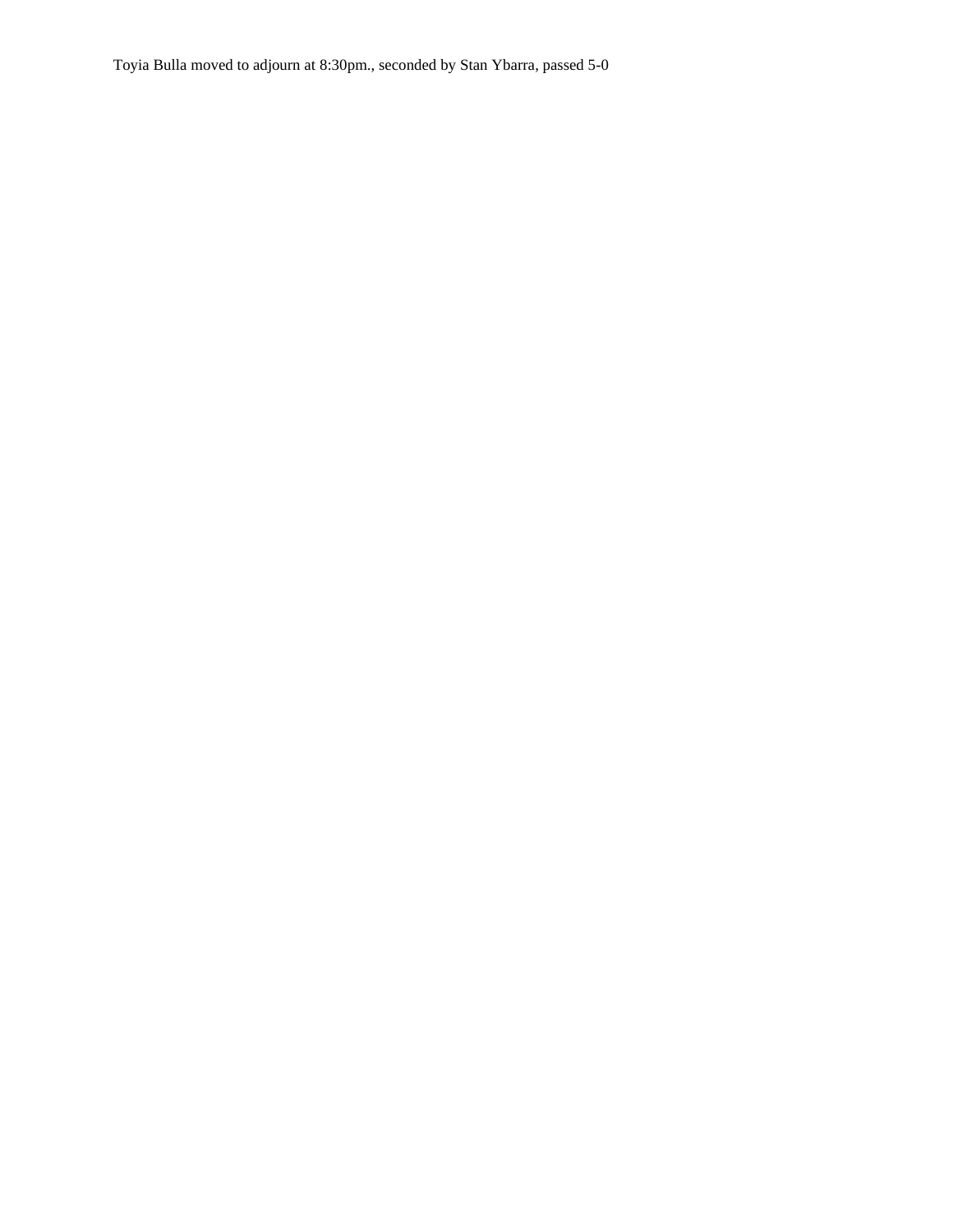Toyia Bulla moved to adjourn at 8:30pm., seconded by Stan Ybarra, passed 5-0